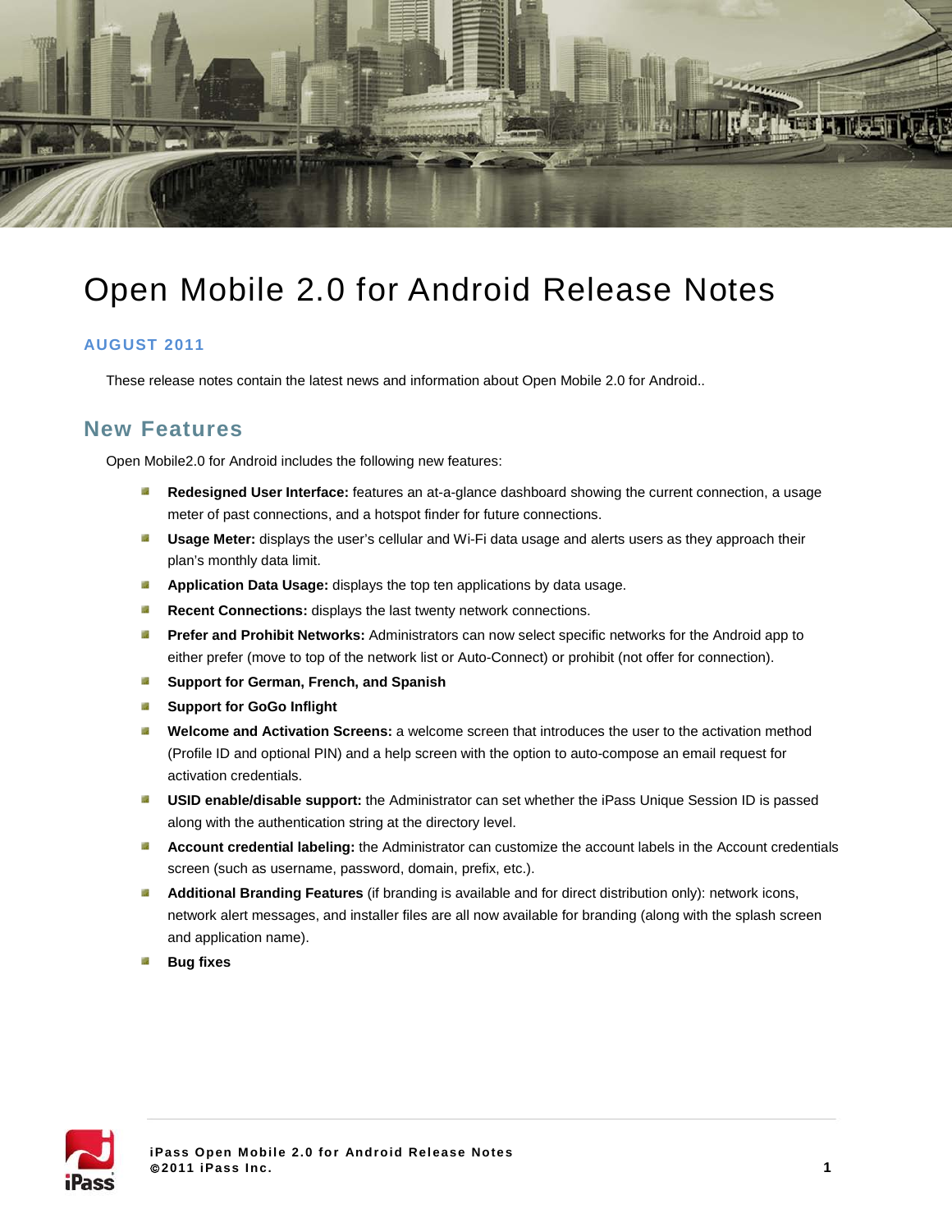# Open Mobile 2.0 for Android Release Notes

**AUGUST 2011**

These release notes contain the latest news and information about Open Mobile 2.0 for Android..

## New Features

Open Mobile2.0 for Android includes the following new features:

- **Redesigned User Interface:** features an at-a-glance dashboard showing the current connection, a usage meter of past connections, and a hotspot finder for future connections.
- **Usage Meter:** displays the user's cellular and Wi-Fi data usage and alerts users as they approach their plan's monthly data limit.
- **Application Data Usage:** displays the top ten applications by data usage.
- **Recent Connections:** displays the last twenty network connections.
- **Prefer and Prohibit Networks:** Administrators can now select specific networks for the Android app to either prefer (move to top of the network list or Auto-Connect) or prohibit (not offer for connection).
- **Support for German, French, and Spanish**
- **Support for GoGo Inflight**
- **Welcome and Activation Screens:** a welcome screen that introduces the user to the activation method (Profile ID and optional PIN) and a help screen with the option to auto-compose an email request for activation credentials.
- **USID enable/disable support:** the Administrator can set whether the iPass Unique Session ID is passed along with the authentication string at the directory level.
- **Account credential labeling:** the Administrator can customize the account labels in the Account credentials screen (such as username, password, domain, prefix, etc.).
- **Additional Branding Features** (if branding is available and for direct distribution only): network icons, network alert messages, and installer files are all now available for branding (along with the splash screen and application name).
- **Bug fixes**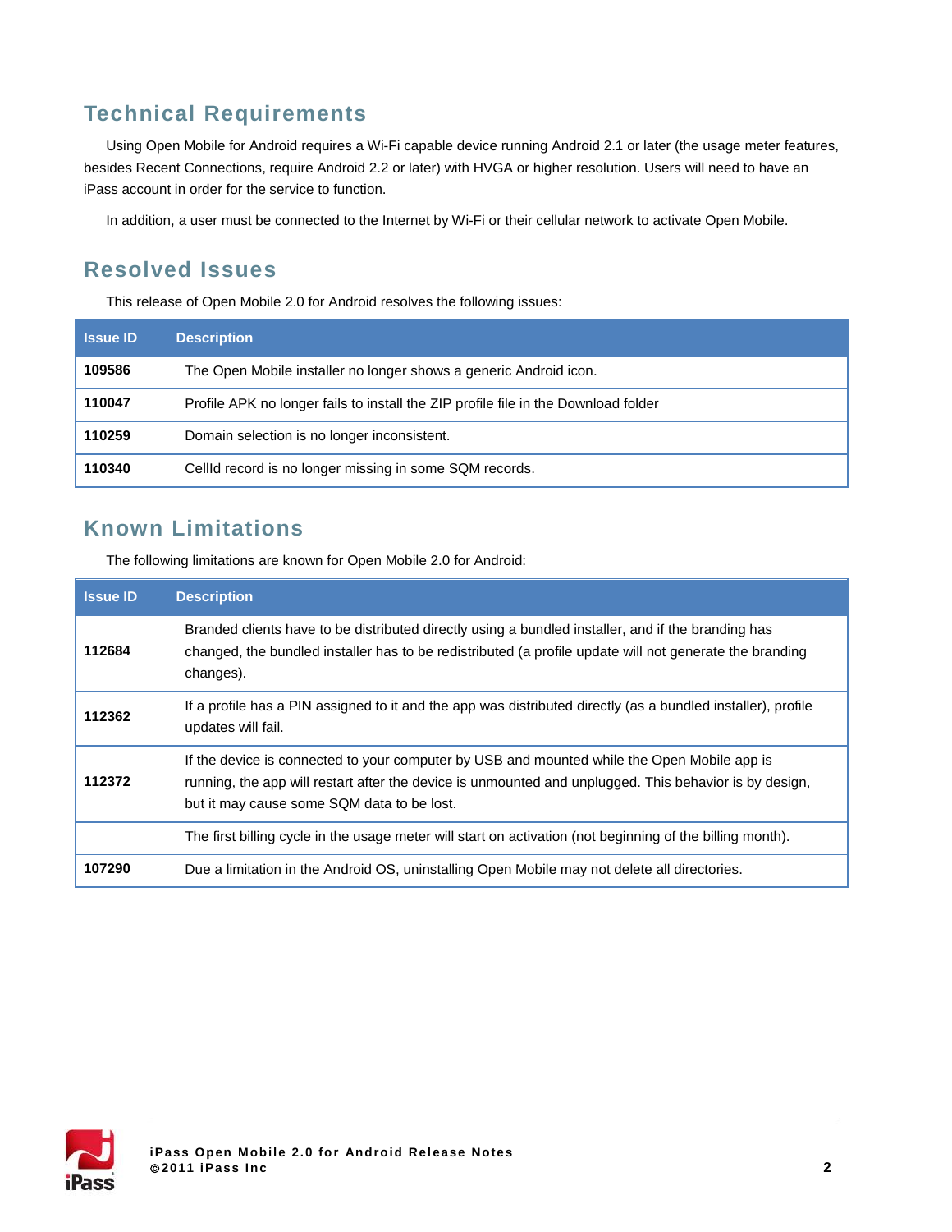## Technical Requirements

Using Open Mobile for Android requires a Wi-Fi capable device running Android 2.1 or later (the usage meter features, besides Recent Connections, require Android 2.2 or later) with HVGA or higher resolution. Users will need to have an iPass account in order for the service to function.

In addition, a user must be connected to the Internet by Wi-Fi or their cellular network to activate Open Mobile.

## Resolved Issues

This release of Open Mobile 2.0 for Android resolves the following issues:

| Issue ID | Description |
|---|---|
| **109586** | The Open Mobile installer no longer shows a generic Android icon. |
| **110047** | Profile APK no longer fails to install the ZIP profile file in the Download folder |
| **110259** | Domain selection is no longer inconsistent. |
| **110340** | CellId record is no longer missing in some SQM records. |

## Known Limitations

The following limitations are known for Open Mobile 2.0 for Android:

| Issue ID | Description |
|---|---|
| **112684** | Branded clients have to be distributed directly using a bundled installer, and if the branding has changed, the bundled installer has to be redistributed (a profile update will not generate the branding changes). |
| **112362** | If a profile has a PIN assigned to it and the app was distributed directly (as a bundled installer), profile updates will fail. |
| **112372** | If the device is connected to your computer by USB and mounted while the Open Mobile app is running, the app will restart after the device is unmounted and unplugged. This behavior is by design, but it may cause some SQM data to be lost. |
| | The first billing cycle in the usage meter will start on activation (not beginning of the billing month). |
| **107290** | Due a limitation in the Android OS, uninstalling Open Mobile may not delete all directories. |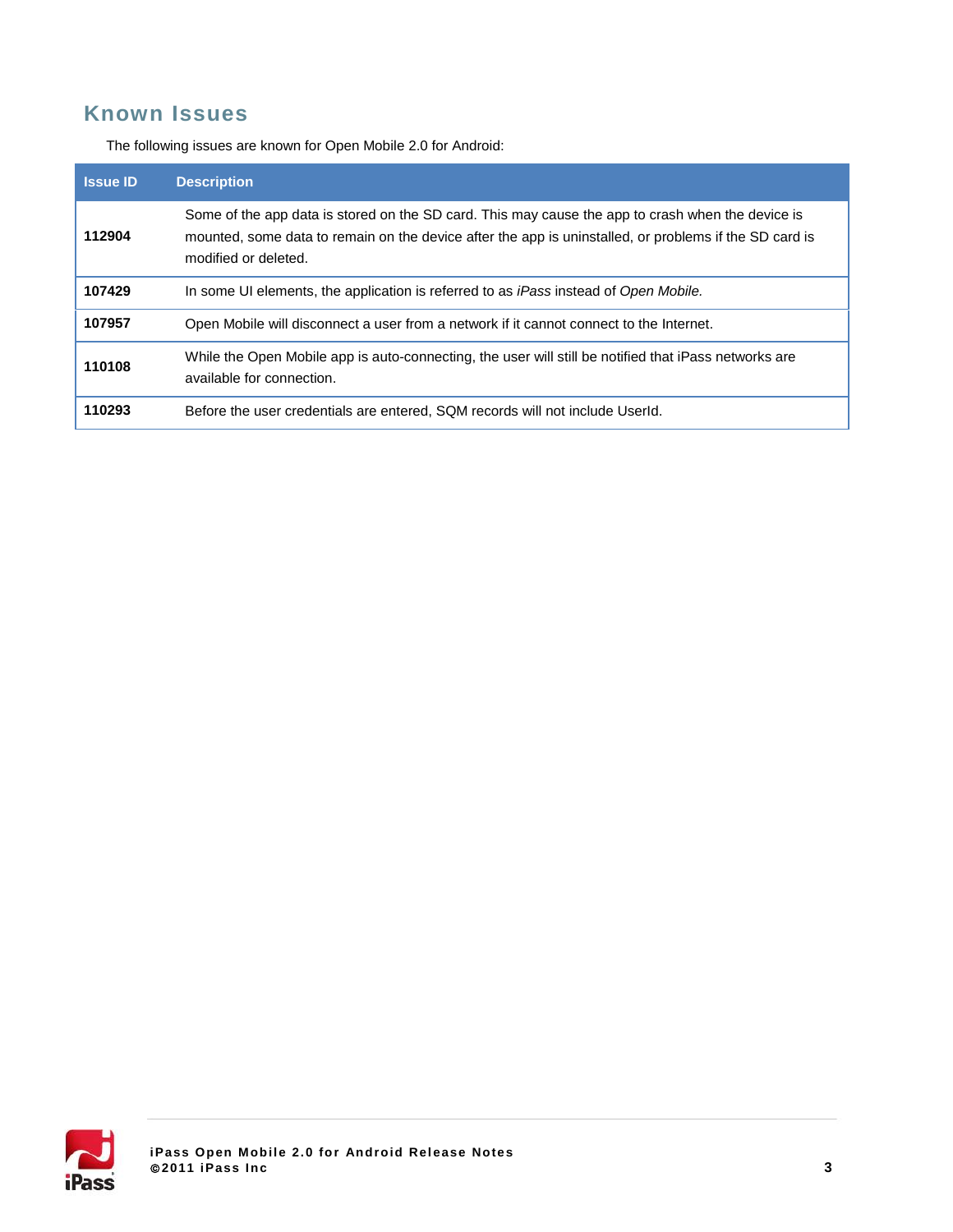## Known Issues

The following issues are known for Open Mobile 2.0 for Android:

| Issue ID | Description |
|---|---|
| **112904** | Some of the app data is stored on the SD card. This may cause the app to crash when the device is mounted, some data to remain on the device after the app is uninstalled, or problems if the SD card is modified or deleted. |
| **107429** | In some UI elements, the application is referred to as *iPass* instead of *Open Mobile.* |
| **107957** | Open Mobile will disconnect a user from a network if it cannot connect to the Internet. |
| **110108** | While the Open Mobile app is auto-connecting, the user will still be notified that iPass networks are available for connection. |
| **110293** | Before the user credentials are entered, SQM records will not include UserId. |